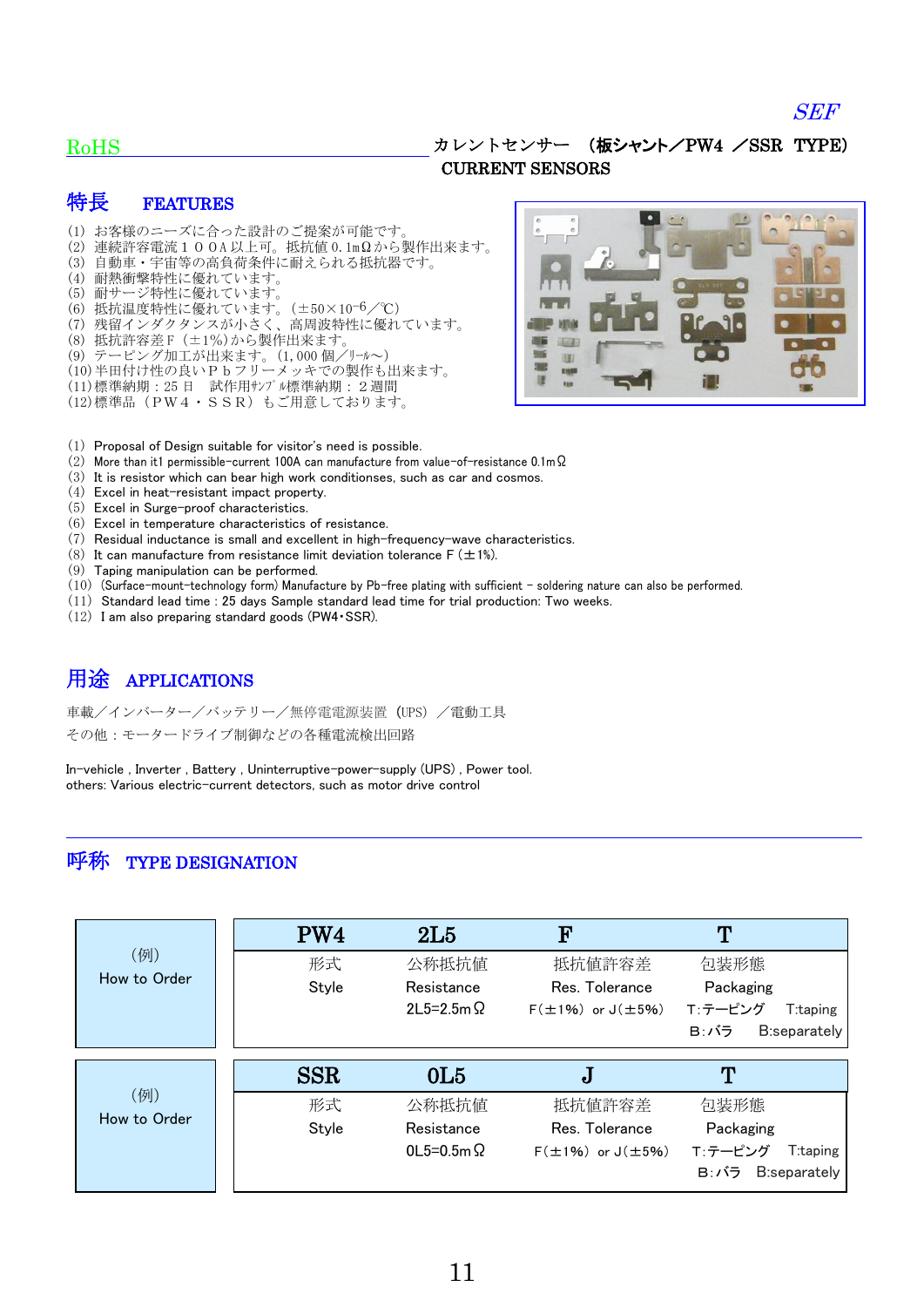*SEF*

RoHS

## カレントセンサー　(板シャント／PW4　／SSR　TYPE)
## CURRENT SENSORS

## 特長　FEATURES

(1) お客様のニーズに合った設計のご提案が可能です。
(2) 連続許容電流１００A以上可。抵抗値0.1mΩから製作出来ます。
(3) 自動車・宇宙等の高負荷条件に耐えられる抵抗器です。
(4) 耐熱衝撃特性に優れています。
(5) 耐サージ特性に優れています。
(6) 抵抗温度特性に優れています。（±50×$10^{-6}$／℃）
(7) 残留インダクタンスが小さく、高周波特性に優れています。
(8) 抵抗許容差F（±1%）から製作出来ます。
(9) テーピング加工が出来ます。(1,000個／ﾘｰﾙ～)
(10) 半田付け性の良いPｂフリーメッキでの製作も出来ます。
(11) 標準納期：25日　試作用ｻﾝﾌﾟﾙ標準納期：２週間
(12) 標準品（PW4・SSR）もご用意しております。

(1) Proposal of Design suitable for visitor's need is possible.
(2) More than it1 permissible-current 100A can manufacture from value-of-resistance 0.1mΩ
(3) It is resistor which can bear high work conditionses, such as car and cosmos.
(4) Excel in heat-resistant impact property.
(5) Excel in Surge-proof characteristics.
(6) Excel in temperature characteristics of resistance.
(7) Residual inductance is small and excellent in high-frequency-wave characteristics.
(8) It can manufacture from resistance limit deviation tolerance F (±1%).
(9) Taping manipulation can be performed.
(10) (Surface-mount-technology form) Manufacture by Pb-free plating with sufficient - soldering nature can also be performed.
(11) Standard lead time : 25 days Sample standard lead time for trial production: Two weeks.
(12) I am also preparing standard goods (PW4・SSR).

## 用途　APPLICATIONS

車載／インバーター／バッテリー／無停電電源装置（UPS）／電動工具
その他：モータードライブ制御などの各種電流検出回路

In-vehicle , Inverter , Battery , Uninterruptive-power-supply (UPS) , Power tool.
others: Various electric-current detectors, such as motor drive control

## 呼称　TYPE DESIGNATION

| (例) How to Order | PW4 | 2L5 | F | T |
|---|---|---|---|---|
| | 形式 Style | 公称抵抗値 Resistance 2L5=2.5mΩ | 抵抗値許容差 Res. Tolerance F(±1%) or J(±5%) | 包装形態 Packaging T:テーピング T:taping B:バラ B:separately |

| (例) How to Order | SSR | 0L5 | J | T |
|---|---|---|---|---|
| | 形式 Style | 公称抵抗値 Resistance 0L5=0.5mΩ | 抵抗値許容差 Res. Tolerance F(±1%) or J(±5%) | 包装形態 Packaging T:テーピング T:taping B:バラ B:separately |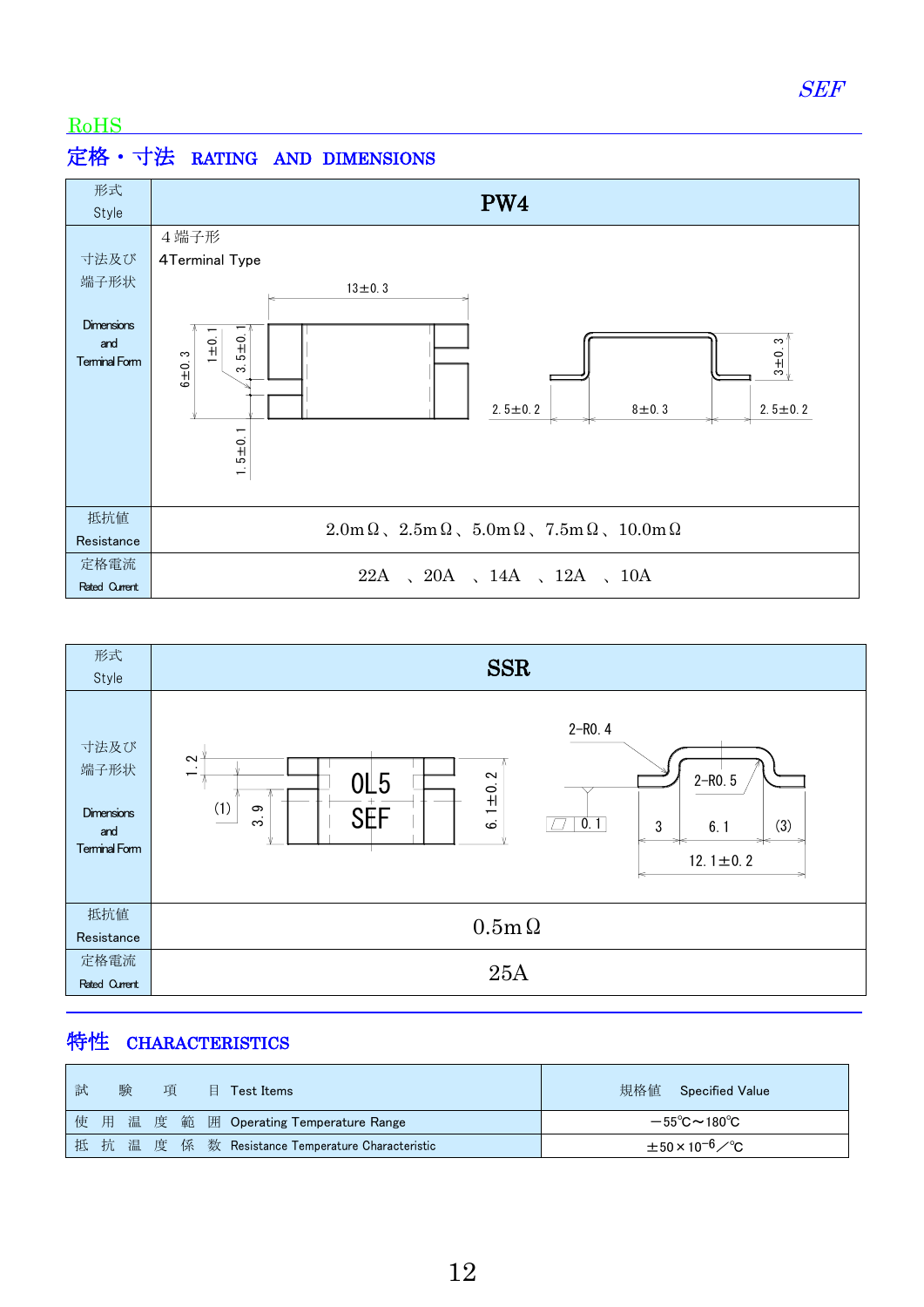RoHS

## 定格・寸法　RATING　AND　DIMENSIONS

| 形式 Style | PW4 |
|---|---|
| 寸法及び端子形状 Dimensions and Terminal Form | ４端子形 4Terminal Type<br>13±0.3<br>6±0.3<br>1±0.1<br>3.5±0.1<br>1.5±0.1<br>2.5±0.2　8±0.3　2.5±0.2<br>3±0.3 |
| 抵抗値 Resistance | 2.0mΩ、2.5mΩ、5.0mΩ、7.5mΩ、10.0mΩ |
| 定格電流 Rated Current | 22A　、20A　、14A　、12A　、10A |

| 形式 Style | SSR |
|---|---|
| 寸法及び端子形状 Dimensions and Terminal Form | 1.2<br>(1)<br>3.9<br>0L5<br>SEF<br>6.1±0.2<br>2-R0.4<br>2-R0.5<br>0.1<br>3　6.1　(3)<br>12.1±0.2 |
| 抵抗値 Resistance | 0.5mΩ |
| 定格電流 Rated Current | 25A |

## 特性　CHARACTERISTICS

| 試　験　項　目　Test Items | 規格値　Specified Value |
|---|---|
| 使　用　温　度　範　囲　Operating Temperature Range | −55℃〜180℃ |
| 抵　抗　温　度　係　数　Resistance Temperature Characteristic | $\pm 50\times 10^{-6}$／℃ |